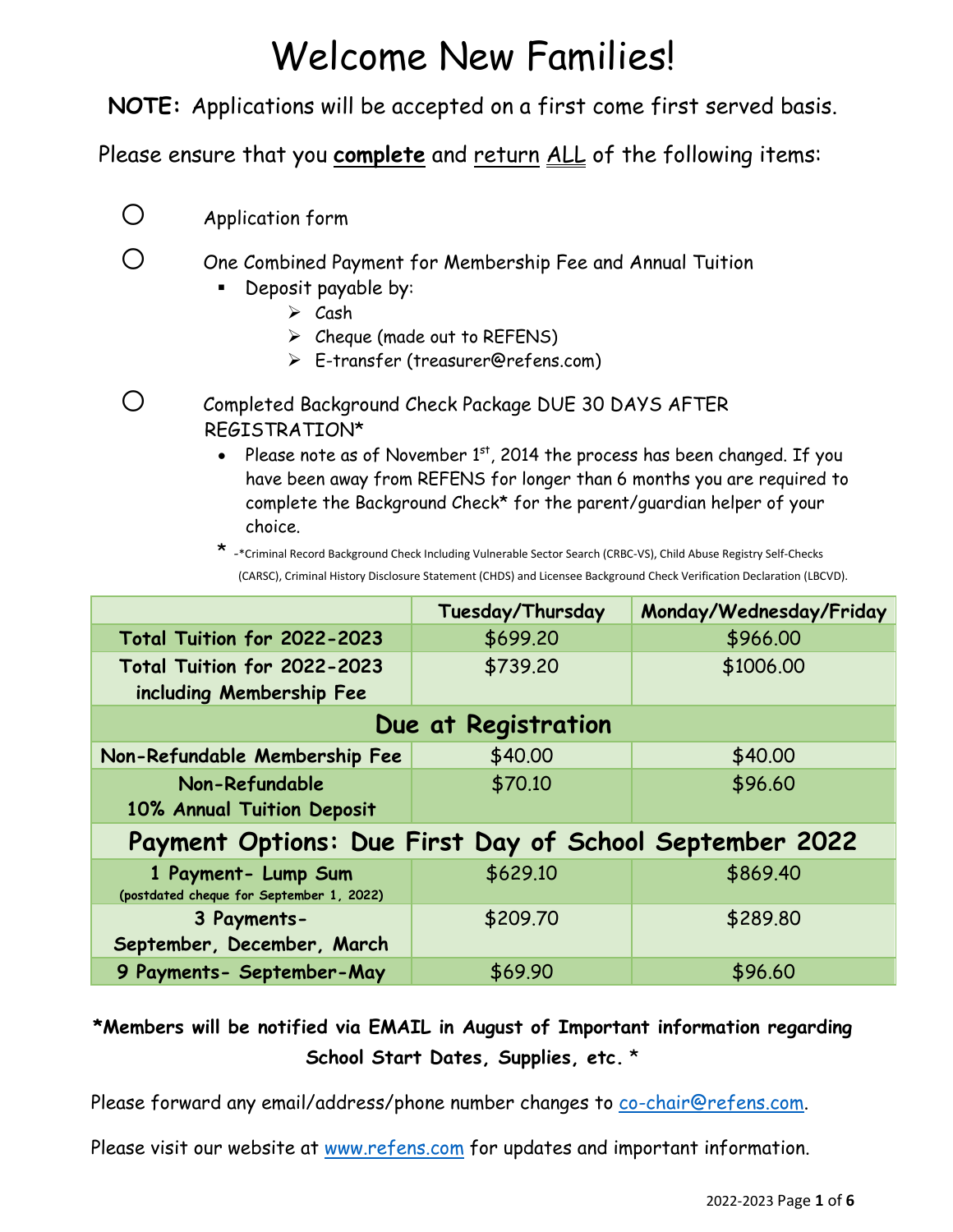# Welcome New Families!

**NOTE:** Applications will be accepted on a first come first served basis.

Please ensure that you **complete** and return ALL of the following items:

- ○ Application form
- ○ One Combined Payment for Membership Fee and Annual Tuition
  - Deposit payable by:
    - Cash
    - Cheque (made out to REFENS)
    - E-transfer (treasurer@refens.com)
- ○ Completed Background Check Package DUE 30 DAYS AFTER REGISTRATION*
  - Please note as of November 1st, 2014 the process has been changed. If you have been away from REFENS for longer than 6 months you are required to complete the Background Check* for the parent/guardian helper of your choice.

  \* -*Criminal Record Background Check Including Vulnerable Sector Search (CRBC-VS), Child Abuse Registry Self-Checks (CARSC), Criminal History Disclosure Statement (CHDS) and Licensee Background Check Verification Declaration (LBCVD).

| | Tuesday/Thursday | Monday/Wednesday/Friday |
|---|---|---|
| **Total Tuition for 2022-2023** | $699.20 | $966.00 |
| **Total Tuition for 2022-2023 including Membership Fee** | $739.20 | $1006.00 |
| **Due at Registration** | | |
| **Non-Refundable Membership Fee** | $40.00 | $40.00 |
| **Non-Refundable 10% Annual Tuition Deposit** | $70.10 | $96.60 |
| **Payment Options: Due First Day of School September 2022** | | |
| **1 Payment- Lump Sum** (postdated cheque for September 1, 2022) | $629.10 | $869.40 |
| **3 Payments- September, December, March** | $209.70 | $289.80 |
| **9 Payments- September-May** | $69.90 | $96.60 |

***Members will be notified via EMAIL in August of Important information regarding School Start Dates, Supplies, etc. \***

Please forward any email/address/phone number changes to co-chair@refens.com.

Please visit our website at www.refens.com for updates and important information.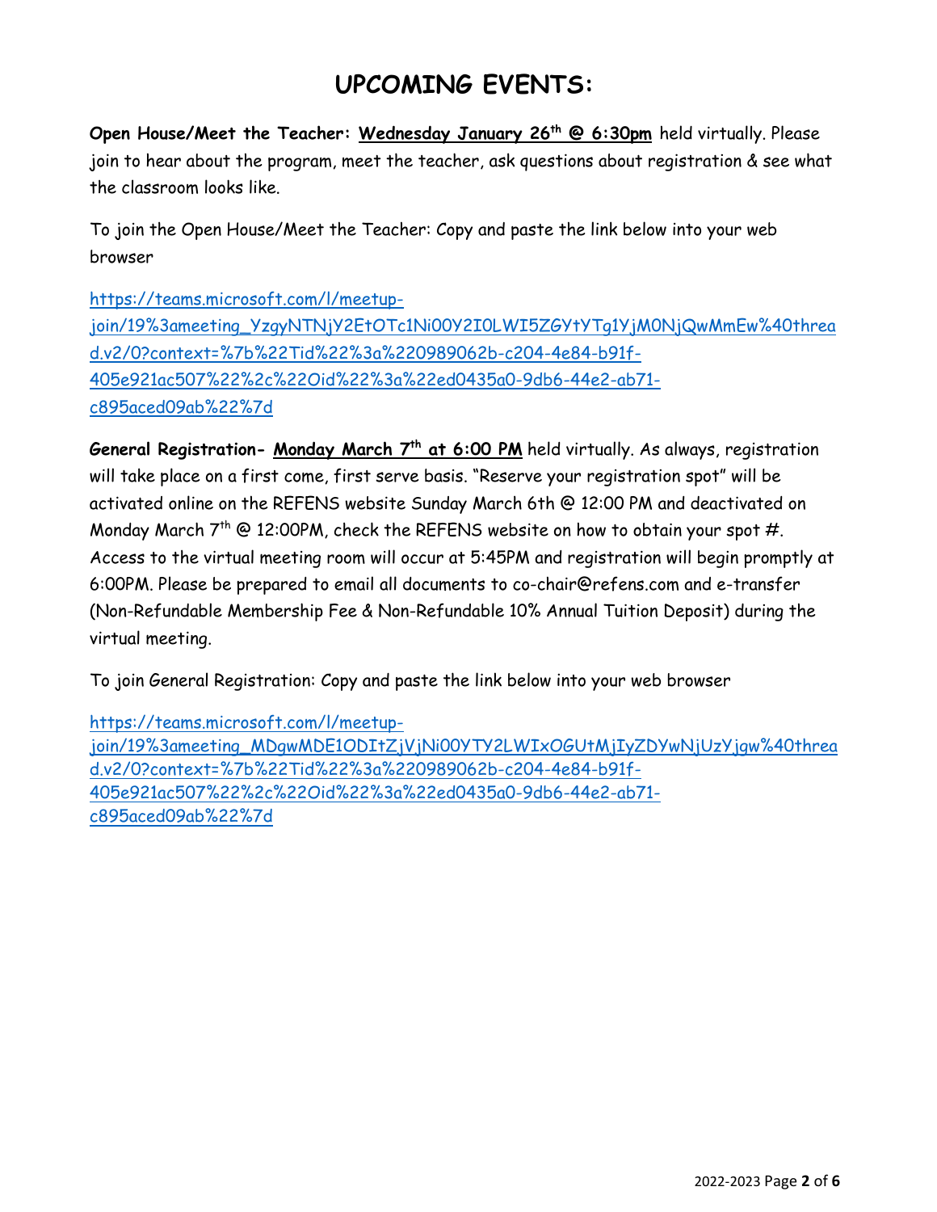# UPCOMING EVENTS:

**Open House/Meet the Teacher:** **<u>Wednesday January 26th @ 6:30pm</u>** held virtually. Please join to hear about the program, meet the teacher, ask questions about registration & see what the classroom looks like.

To join the Open House/Meet the Teacher: Copy and paste the link below into your web browser

https://teams.microsoft.com/l/meetup-join/19%3ameeting_YzgyNTNjY2EtOTc1Ni00Y2I0LWI5ZGYtYTg1YjM0NjQwMmEw%40thread.v2/0?context=%7b%22Tid%22%3a%220989062b-c204-4e84-b91f-405e921ac507%22%2c%22Oid%22%3a%22ed0435a0-9db6-44e2-ab71-c895aced09ab%22%7d

**General Registration-** **<u>Monday March 7th at 6:00 PM</u>** held virtually. As always, registration will take place on a first come, first serve basis. "Reserve your registration spot" will be activated online on the REFENS website Sunday March 6th @ 12:00 PM and deactivated on Monday March 7th @ 12:00PM, check the REFENS website on how to obtain your spot #. Access to the virtual meeting room will occur at 5:45PM and registration will begin promptly at 6:00PM. Please be prepared to email all documents to co-chair@refens.com and e-transfer (Non-Refundable Membership Fee & Non-Refundable 10% Annual Tuition Deposit) during the virtual meeting.

To join General Registration: Copy and paste the link below into your web browser

https://teams.microsoft.com/l/meetup-join/19%3ameeting_MDgwMDE1ODItZjVjNi00YTY2LWIxOGUtMjIyZDYwNjUzYjgw%40thread.v2/0?context=%7b%22Tid%22%3a%220989062b-c204-4e84-b91f-405e921ac507%22%2c%22Oid%22%3a%22ed0435a0-9db6-44e2-ab71-c895aced09ab%22%7d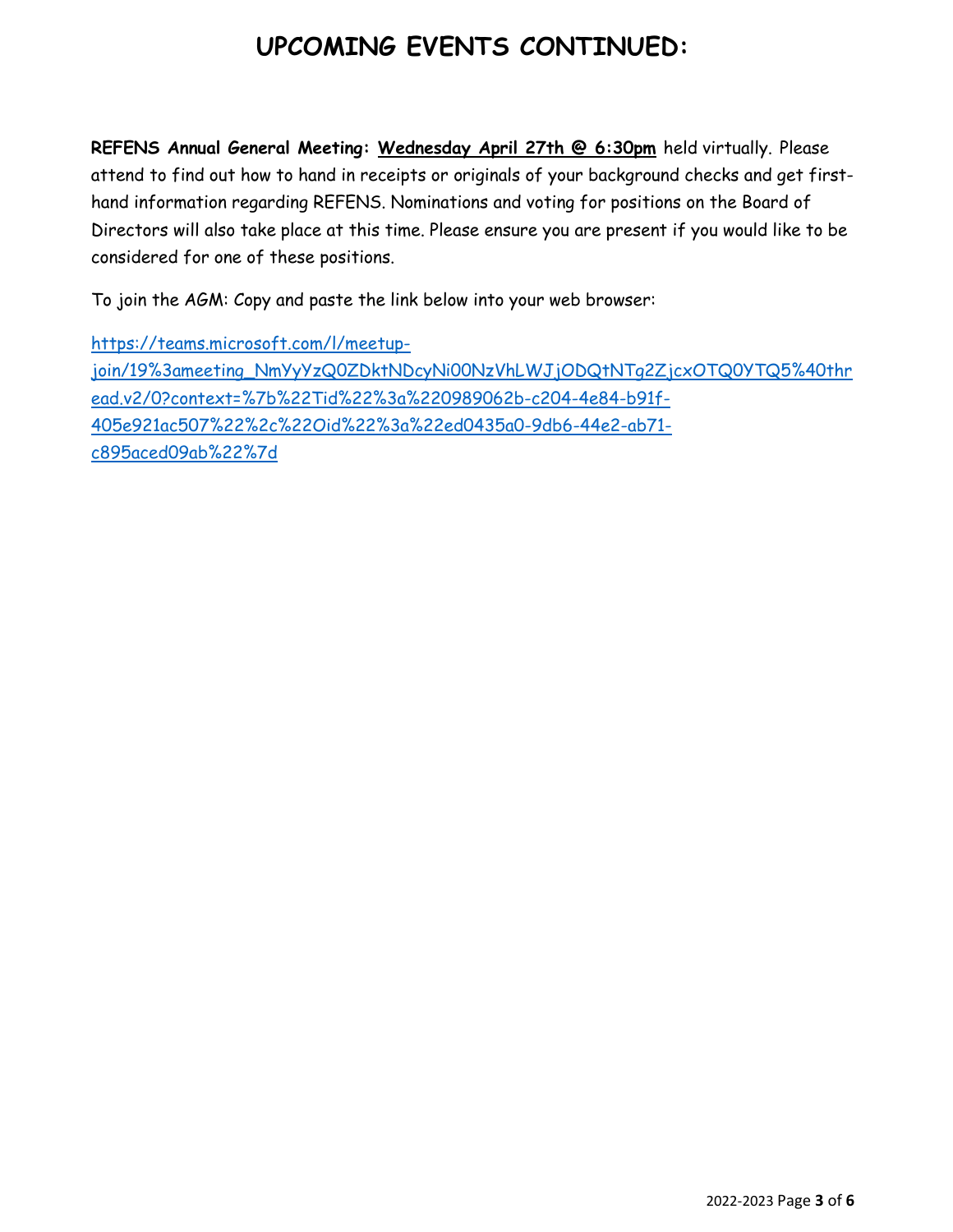# UPCOMING EVENTS CONTINUED:

**REFENS Annual General Meeting:** **<u>Wednesday April 27th @ 6:30pm</u>** held virtually. Please attend to find out how to hand in receipts or originals of your background checks and get first-hand information regarding REFENS. Nominations and voting for positions on the Board of Directors will also take place at this time. Please ensure you are present if you would like to be considered for one of these positions.

To join the AGM: Copy and paste the link below into your web browser:

https://teams.microsoft.com/l/meetup-join/19%3ameeting_NmYyYzQ0ZDktNDcyNi00NzVhLWJjODQtNTg2ZjcxOTQ0YTQ5%40thread.v2/0?context=%7b%22Tid%22%3a%220989062b-c204-4e84-b91f-405e921ac507%22%2c%22Oid%22%3a%22ed0435a0-9db6-44e2-ab71-c895aced09ab%22%7d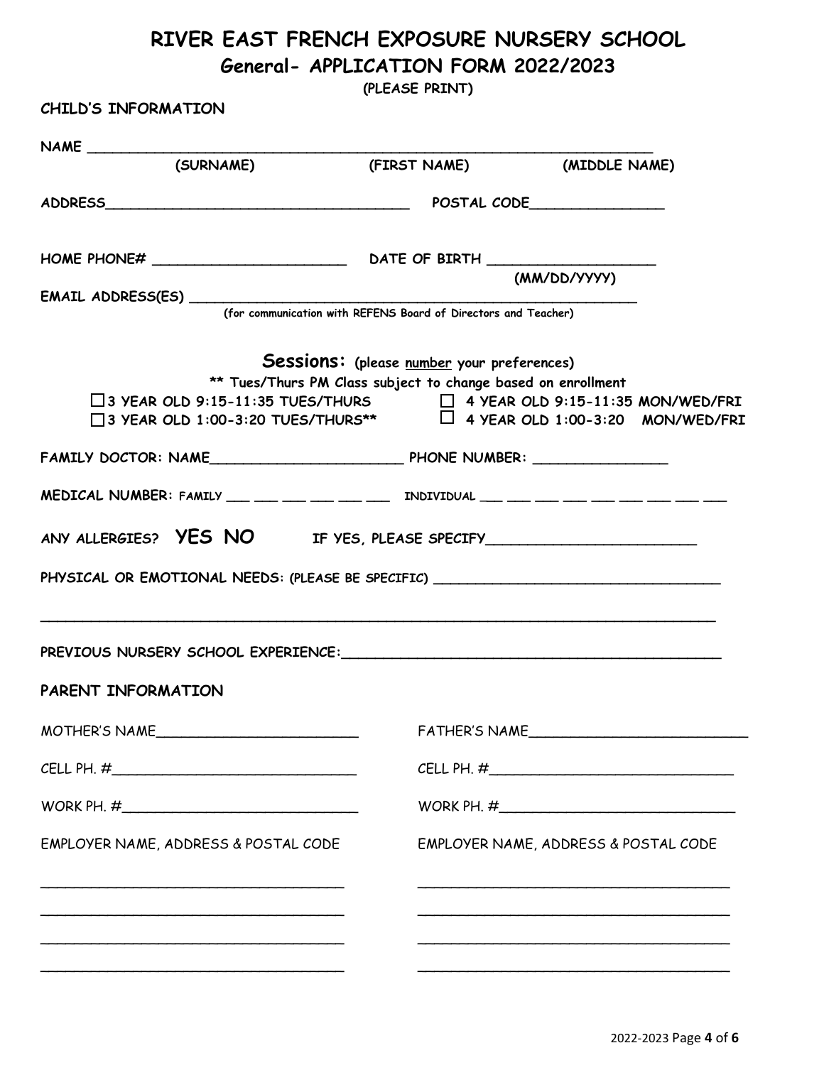# RIVER EAST FRENCH EXPOSURE NURSERY SCHOOL

## General- APPLICATION FORM 2022/2023

**(PLEASE PRINT)**

**CHILD'S INFORMATION**

NAME ____________________________________________________________
(SURNAME) (FIRST NAME) (MIDDLE NAME)

ADDRESS________________________________ POSTAL CODE_______________

HOME PHONE# ______________________ DATE OF BIRTH __________________
(MM/DD/YYYY)

EMAIL ADDRESS(ES) ________________________________________________
(for communication with REFENS Board of Directors and Teacher)

**Sessions: (please number your preferences)**

**\*\* Tues/Thurs PM Class subject to change based on enrollment**

- ☐ 3 YEAR OLD 9:15-11:35 TUES/THURS
- ☐ 3 YEAR OLD 1:00-3:20 TUES/THURS**
- ☐ 4 YEAR OLD 9:15-11:35 MON/WED/FRI
- ☐ 4 YEAR OLD 1:00-3:20 MON/WED/FRI

FAMILY DOCTOR: NAME______________________ PHONE NUMBER: _______________

MEDICAL NUMBER: FAMILY ___ ___ ___ ___ ___ ___ INDIVIDUAL ___ ___ ___ ___ ___ ___ ___ ___ ___

ANY ALLERGIES? **YES NO** IF YES, PLEASE SPECIFY________________________

PHYSICAL OR EMOTIONAL NEEDS: (PLEASE BE SPECIFIC) _________________________________

_____________________________________________________________________________

PREVIOUS NURSERY SCHOOL EXPERIENCE:___________________________________________

**PARENT INFORMATION**

MOTHER'S NAME________________________ FATHER'S NAME__________________________

CELL PH. #____________________________ CELL PH. #_____________________________

WORK PH. #___________________________ WORK PH. #____________________________

EMPLOYER NAME, ADDRESS & POSTAL CODE EMPLOYER NAME, ADDRESS & POSTAL CODE

___________________________________ ___________________________________

___________________________________ ___________________________________

___________________________________ ___________________________________

___________________________________ ___________________________________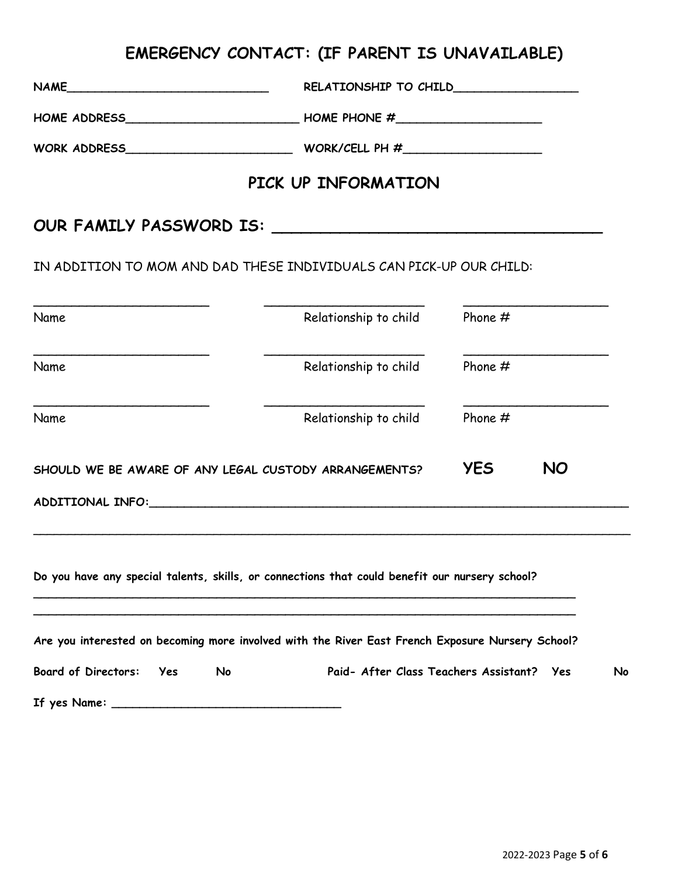## EMERGENCY CONTACT: (IF PARENT IS UNAVAILABLE)

**NAME**____________________________ **RELATIONSHIP TO CHILD**_________________

**HOME ADDRESS**________________________ **HOME PHONE #**____________________

**WORK ADDRESS**________________________ **WORK/CELL PH #**___________________

## PICK UP INFORMATION

### OUR FAMILY PASSWORD IS: ___________________________________

IN ADDITION TO MOM AND DAD THESE INDIVIDUALS CAN PICK-UP OUR CHILD:

| Name | Relationship to child | Phone # |
|---|---|---|
| ________________________ | ______________________ | ____________________ |
| ________________________ | ______________________ | ____________________ |
| ________________________ | ______________________ | ____________________ |

**SHOULD WE BE AWARE OF ANY LEGAL CUSTODY ARRANGEMENTS?** **YES** **NO**

**ADDITIONAL INFO:**______________________________________________________________________

_____________________________________________________________________________________

**Do you have any special talents, skills, or connections that could benefit our nursery school?**

_____________________________________________________________________________

_____________________________________________________________________________

**Are you interested on becoming more involved with the River East French Exposure Nursery School?**

**Board of Directors: Yes No** **Paid- After Class Teachers Assistant? Yes No**

**If yes Name:** _________________________________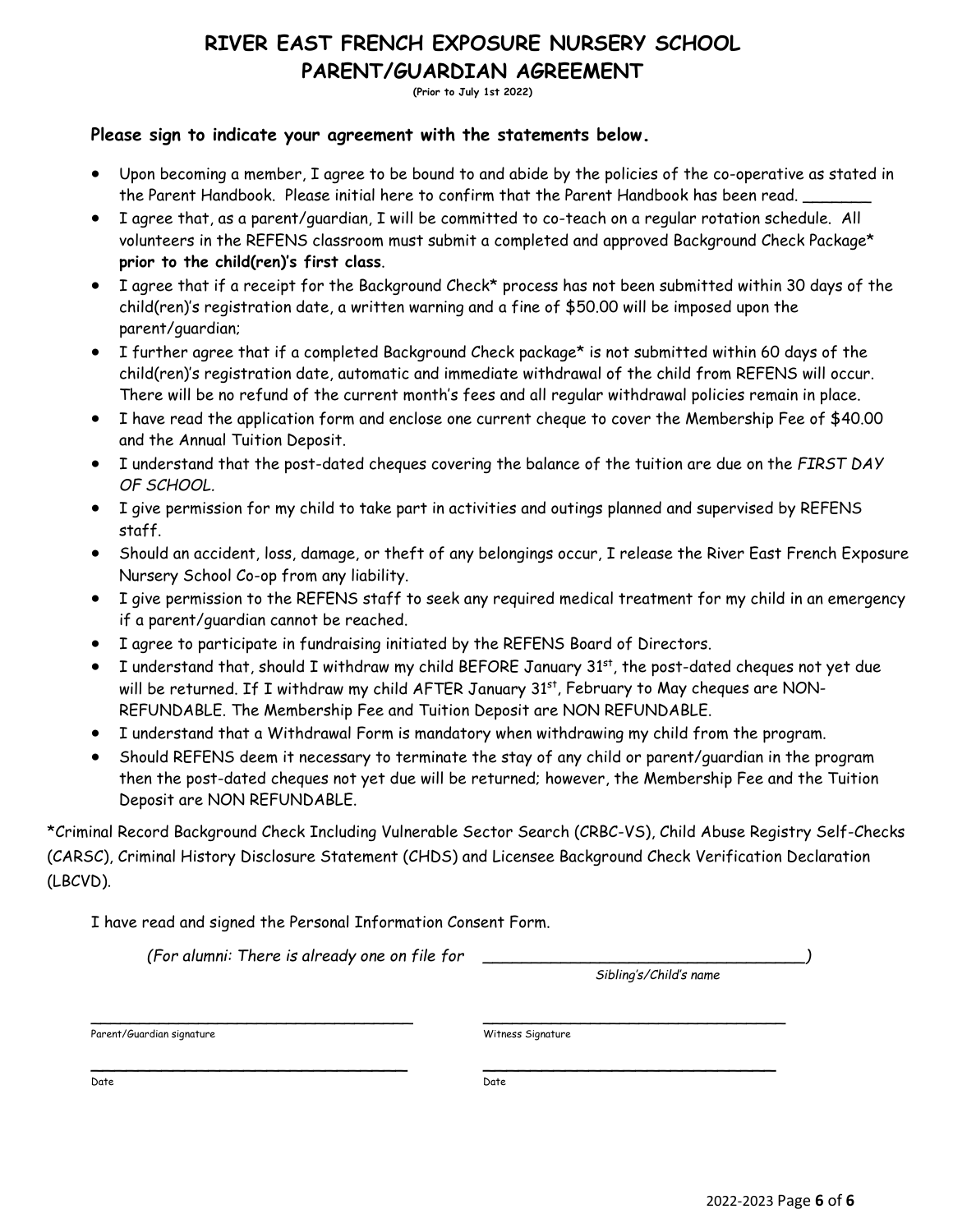# RIVER EAST FRENCH EXPOSURE NURSERY SCHOOL
# PARENT/GUARDIAN AGREEMENT

**(Prior to July 1st 2022)**

**Please sign to indicate your agreement with the statements below.**

- Upon becoming a member, I agree to be bound to and abide by the policies of the co-operative as stated in the Parent Handbook. Please initial here to confirm that the Parent Handbook has been read. _______
- I agree that, as a parent/guardian, I will be committed to co-teach on a regular rotation schedule. All volunteers in the REFENS classroom must submit a completed and approved Background Check Package* **prior to the child(ren)'s first class**.
- I agree that if a receipt for the Background Check* process has not been submitted within 30 days of the child(ren)'s registration date, a written warning and a fine of $50.00 will be imposed upon the parent/guardian;
- I further agree that if a completed Background Check package* is not submitted within 60 days of the child(ren)'s registration date, automatic and immediate withdrawal of the child from REFENS will occur. There will be no refund of the current month's fees and all regular withdrawal policies remain in place.
- I have read the application form and enclose one current cheque to cover the Membership Fee of $40.00 and the Annual Tuition Deposit.
- I understand that the post-dated cheques covering the balance of the tuition are due on the *FIRST DAY OF SCHOOL.*
- I give permission for my child to take part in activities and outings planned and supervised by REFENS staff.
- Should an accident, loss, damage, or theft of any belongings occur, I release the River East French Exposure Nursery School Co-op from any liability.
- I give permission to the REFENS staff to seek any required medical treatment for my child in an emergency if a parent/guardian cannot be reached.
- I agree to participate in fundraising initiated by the REFENS Board of Directors.
- I understand that, should I withdraw my child BEFORE January 31st, the post-dated cheques not yet due will be returned. If I withdraw my child AFTER January 31st, February to May cheques are NON-REFUNDABLE. The Membership Fee and Tuition Deposit are NON REFUNDABLE.
- I understand that a Withdrawal Form is mandatory when withdrawing my child from the program.
- Should REFENS deem it necessary to terminate the stay of any child or parent/guardian in the program then the post-dated cheques not yet due will be returned; however, the Membership Fee and the Tuition Deposit are NON REFUNDABLE.

*Criminal Record Background Check Including Vulnerable Sector Search (CRBC-VS), Child Abuse Registry Self-Checks (CARSC), Criminal History Disclosure Statement (CHDS) and Licensee Background Check Verification Declaration (LBCVD).

I have read and signed the Personal Information Consent Form.

*(For alumni: There is already one on file for* __________________________________*)*

*Sibling's/Child's name*

__________________________________ Parent/Guardian signature

__________________________________ Witness Signature

__________________________________ Date

__________________________________ Date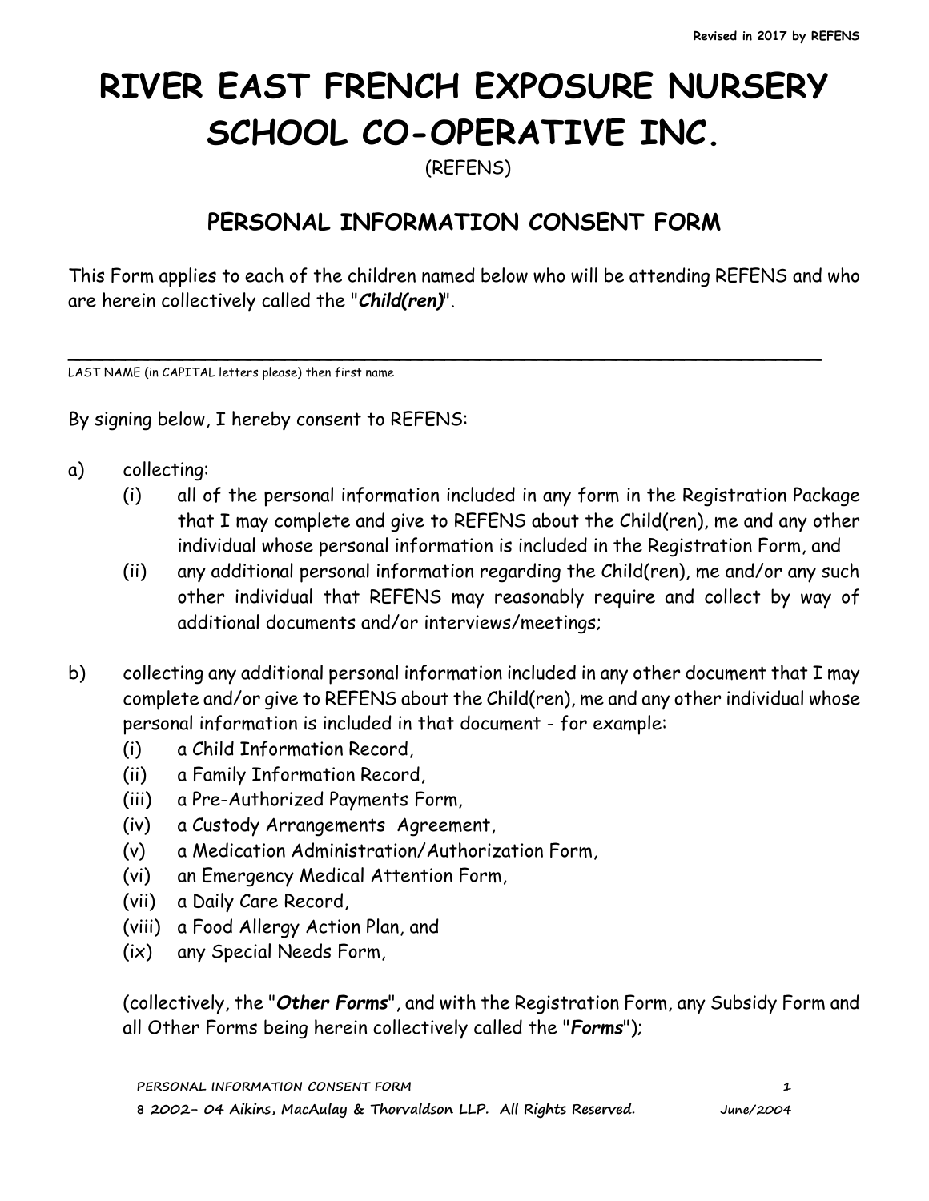# RIVER EAST FRENCH EXPOSURE NURSERY SCHOOL CO-OPERATIVE INC.

(REFENS)

## PERSONAL INFORMATION CONSENT FORM

This Form applies to each of the children named below who will be attending REFENS and who are herein collectively called the "***Child(ren)***".

______________________________________________________________________

LAST NAME (in CAPITAL letters please) then first name

By signing below, I hereby consent to REFENS:

a) collecting:
   (i) all of the personal information included in any form in the Registration Package that I may complete and give to REFENS about the Child(ren), me and any other individual whose personal information is included in the Registration Form, and
   (ii) any additional personal information regarding the Child(ren), me and/or any such other individual that REFENS may reasonably require and collect by way of additional documents and/or interviews/meetings;

b) collecting any additional personal information included in any other document that I may complete and/or give to REFENS about the Child(ren), me and any other individual whose personal information is included in that document - for example:
   (i) a Child Information Record,
   (ii) a Family Information Record,
   (iii) a Pre-Authorized Payments Form,
   (iv) a Custody Arrangements Agreement,
   (v) a Medication Administration/Authorization Form,
   (vi) an Emergency Medical Attention Form,
   (vii) a Daily Care Record,
   (viii) a Food Allergy Action Plan, and
   (ix) any Special Needs Form,

   (collectively, the "***Other Forms***", and with the Registration Form, any Subsidy Form and all Other Forms being herein collectively called the "***Forms***");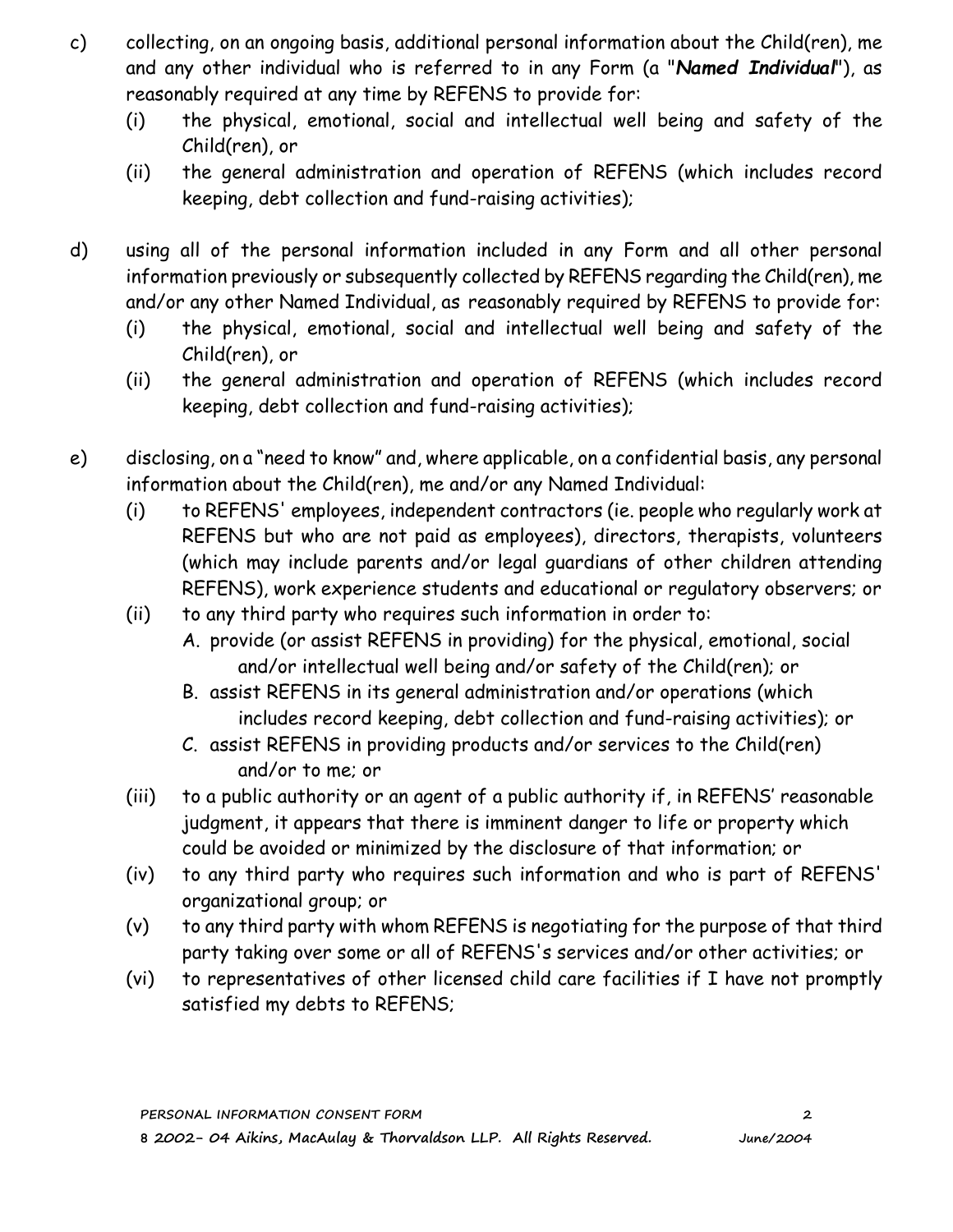c) collecting, on an ongoing basis, additional personal information about the Child(ren), me and any other individual who is referred to in any Form (a "***Named Individual***"), as reasonably required at any time by REFENS to provide for:
   (i) the physical, emotional, social and intellectual well being and safety of the Child(ren), or
   (ii) the general administration and operation of REFENS (which includes record keeping, debt collection and fund-raising activities);

d) using all of the personal information included in any Form and all other personal information previously or subsequently collected by REFENS regarding the Child(ren), me and/or any other Named Individual, as reasonably required by REFENS to provide for:
   (i) the physical, emotional, social and intellectual well being and safety of the Child(ren), or
   (ii) the general administration and operation of REFENS (which includes record keeping, debt collection and fund-raising activities);

e) disclosing, on a "need to know" and, where applicable, on a confidential basis, any personal information about the Child(ren), me and/or any Named Individual:
   (i) to REFENS' employees, independent contractors (ie. people who regularly work at REFENS but who are not paid as employees), directors, therapists, volunteers (which may include parents and/or legal guardians of other children attending REFENS), work experience students and educational or regulatory observers; or
   (ii) to any third party who requires such information in order to:
      A. provide (or assist REFENS in providing) for the physical, emotional, social and/or intellectual well being and/or safety of the Child(ren); or
      B. assist REFENS in its general administration and/or operations (which includes record keeping, debt collection and fund-raising activities); or
      C. assist REFENS in providing products and/or services to the Child(ren) and/or to me; or
   (iii) to a public authority or an agent of a public authority if, in REFENS' reasonable judgment, it appears that there is imminent danger to life or property which could be avoided or minimized by the disclosure of that information; or
   (iv) to any third party who requires such information and who is part of REFENS' organizational group; or
   (v) to any third party with whom REFENS is negotiating for the purpose of that third party taking over some or all of REFENS's services and/or other activities; or
   (vi) to representatives of other licensed child care facilities if I have not promptly satisfied my debts to REFENS;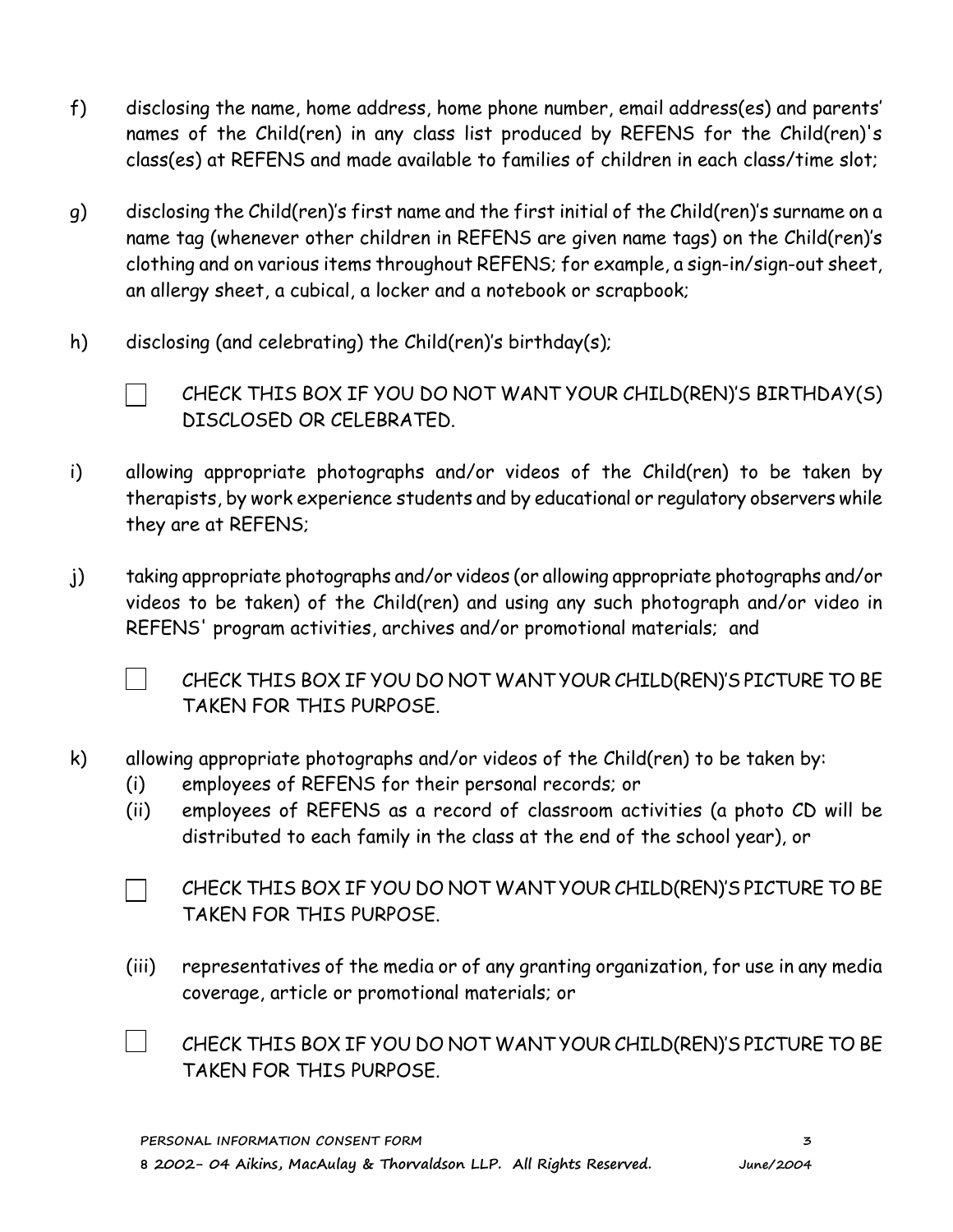f) disclosing the name, home address, home phone number, email address(es) and parents' names of the Child(ren) in any class list produced by REFENS for the Child(ren)'s class(es) at REFENS and made available to families of children in each class/time slot;

g) disclosing the Child(ren)'s first name and the first initial of the Child(ren)'s surname on a name tag (whenever other children in REFENS are given name tags) on the Child(ren)'s clothing and on various items throughout REFENS; for example, a sign-in/sign-out sheet, an allergy sheet, a cubical, a locker and a notebook or scrapbook;

h) disclosing (and celebrating) the Child(ren)'s birthday(s);

- [ ] CHECK THIS BOX IF YOU DO NOT WANT YOUR CHILD(REN)'S BIRTHDAY(S) DISCLOSED OR CELEBRATED.

i) allowing appropriate photographs and/or videos of the Child(ren) to be taken by therapists, by work experience students and by educational or regulatory observers while they are at REFENS;

j) taking appropriate photographs and/or videos (or allowing appropriate photographs and/or videos to be taken) of the Child(ren) and using any such photograph and/or video in REFENS' program activities, archives and/or promotional materials; and

- [ ] CHECK THIS BOX IF YOU DO NOT WANT YOUR CHILD(REN)'S PICTURE TO BE TAKEN FOR THIS PURPOSE.

k) allowing appropriate photographs and/or videos of the Child(ren) to be taken by:
   (i) employees of REFENS for their personal records; or
   (ii) employees of REFENS as a record of classroom activities (a photo CD will be distributed to each family in the class at the end of the school year), or

   - [ ] CHECK THIS BOX IF YOU DO NOT WANT YOUR CHILD(REN)'S PICTURE TO BE TAKEN FOR THIS PURPOSE.

   (iii) representatives of the media or of any granting organization, for use in any media coverage, article or promotional materials; or

   - [ ] CHECK THIS BOX IF YOU DO NOT WANT YOUR CHILD(REN)'S PICTURE TO BE TAKEN FOR THIS PURPOSE.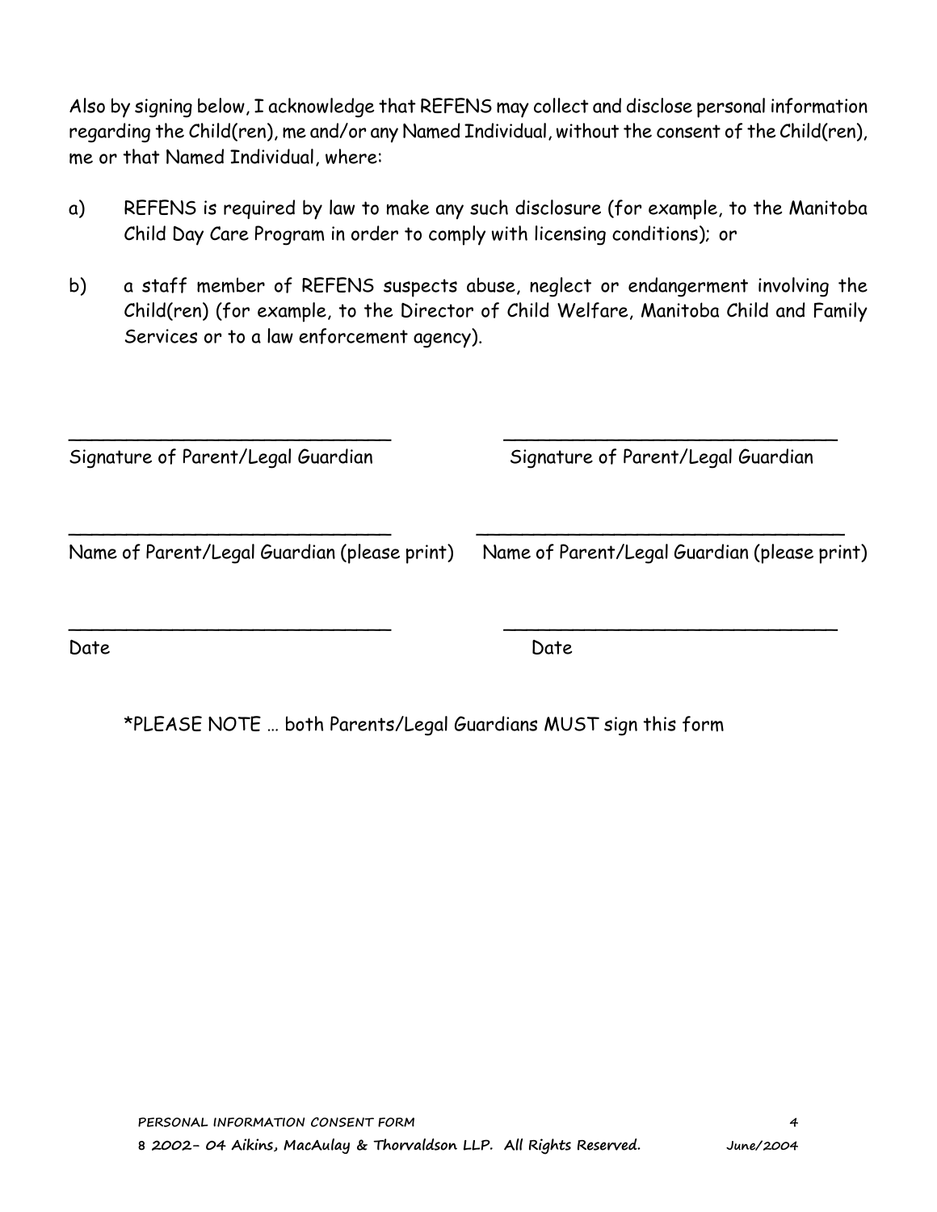Also by signing below, I acknowledge that REFENS may collect and disclose personal information regarding the Child(ren), me and/or any Named Individual, without the consent of the Child(ren), me or that Named Individual, where:

a) REFENS is required by law to make any such disclosure (for example, to the Manitoba Child Day Care Program in order to comply with licensing conditions); or

b) a staff member of REFENS suspects abuse, neglect or endangerment involving the Child(ren) (for example, to the Director of Child Welfare, Manitoba Child and Family Services or to a law enforcement agency).

______________________________ ______________________________

Signature of Parent/Legal Guardian Signature of Parent/Legal Guardian

______________________________ ______________________________

Name of Parent/Legal Guardian (please print) Name of Parent/Legal Guardian (please print)

______________________________ ______________________________

Date Date

*PLEASE NOTE … both Parents/Legal Guardians MUST sign this form